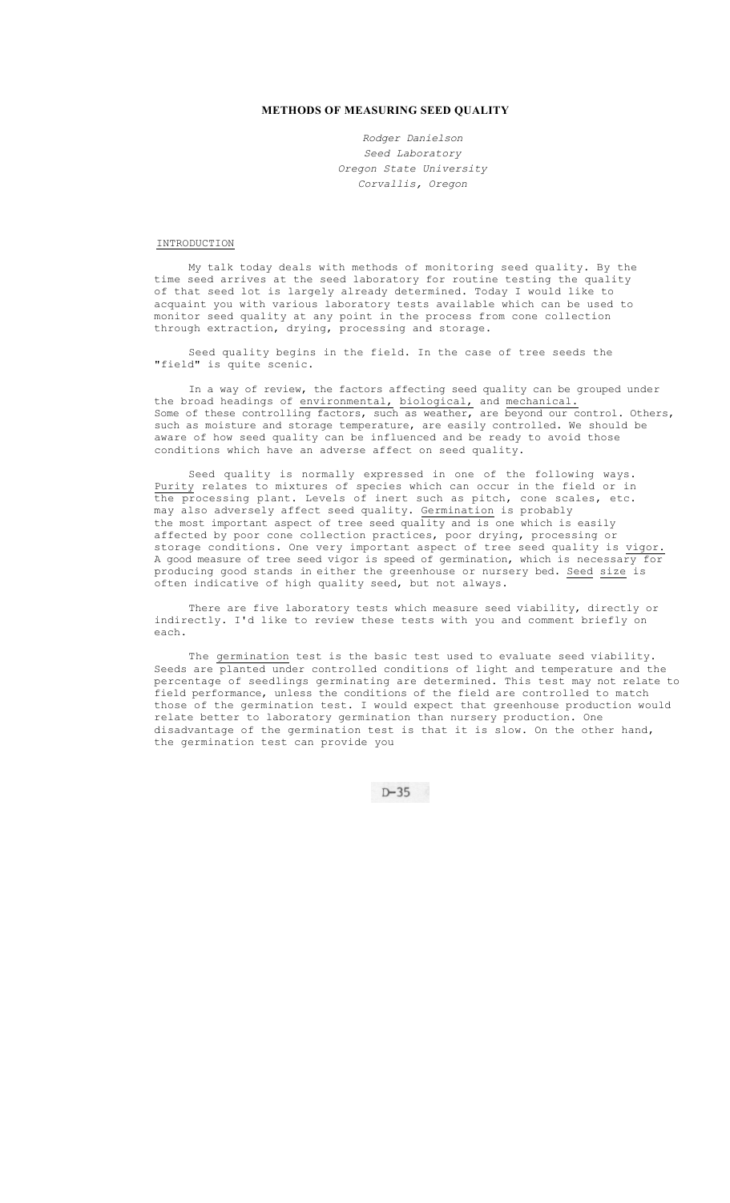# METHODS OF MEASURING SEED QUALITY

*Rodger Danielson*
*Seed Laboratory*
*Oregon State University*
*Corvallis, Oregon*

## INTRODUCTION

My talk today deals with methods of monitoring seed quality. By the time seed arrives at the seed laboratory for routine testing the quality of that seed lot is largely already determined. Today I would like to acquaint you with various laboratory tests available which can be used to monitor seed quality at any point in the process from cone collection through extraction, drying, processing and storage.

Seed quality begins in the field. In the case of tree seeds the "field" is quite scenic.

In a way of review, the factors affecting seed quality can be grouped under the broad headings of environmental, biological, and mechanical. Some of these controlling factors, such as weather, are beyond our control. Others, such as moisture and storage temperature, are easily controlled. We should be aware of how seed quality can be influenced and be ready to avoid those conditions which have an adverse affect on seed quality.

Seed quality is normally expressed in one of the following ways. Purity relates to mixtures of species which can occur in the field or in the processing plant. Levels of inert such as pitch, cone scales, etc. may also adversely affect seed quality. Germination is probably the most important aspect of tree seed quality and is one which is easily affected by poor cone collection practices, poor drying, processing or storage conditions. One very important aspect of tree seed quality is vigor. A good measure of tree seed vigor is speed of germination, which is necessary for producing good stands in either the greenhouse or nursery bed. Seed size is often indicative of high quality seed, but not always.

There are five laboratory tests which measure seed viability, directly or indirectly. I'd like to review these tests with you and comment briefly on each.

The germination test is the basic test used to evaluate seed viability. Seeds are planted under controlled conditions of light and temperature and the percentage of seedlings germinating are determined. This test may not relate to field performance, unless the conditions of the field are controlled to match those of the germination test. I would expect that greenhouse production would relate better to laboratory germination than nursery production. One disadvantage of the germination test is that it is slow. On the other hand, the germination test can provide you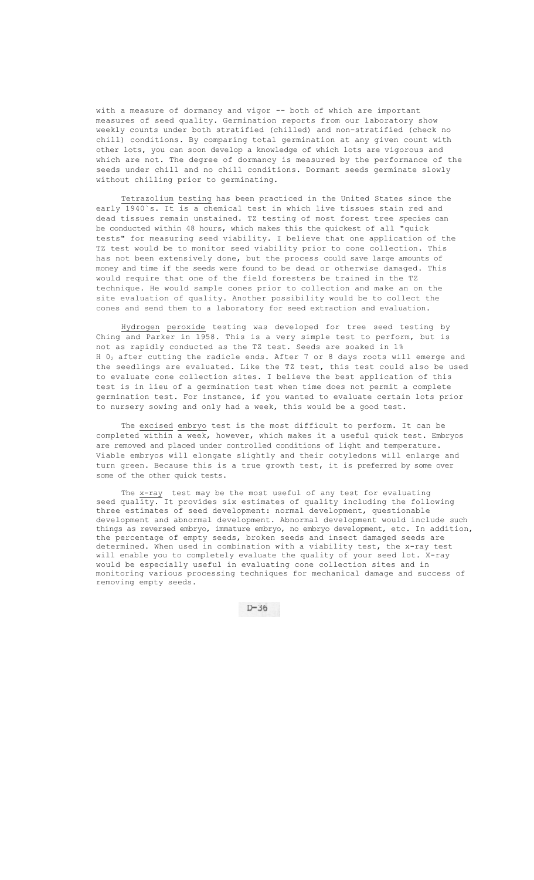with a measure of dormancy and vigor -- both of which are important measures of seed quality. Germination reports from our laboratory show weekly counts under both stratified (chilled) and non-stratified (check no chill) conditions. By comparing total germination at any given count with other lots, you can soon develop a knowledge of which lots are vigorous and which are not. The degree of dormancy is measured by the performance of the seeds under chill and no chill conditions. Dormant seeds germinate slowly without chilling prior to germinating.

Tetrazolium testing has been practiced in the United States since the early 1940's. It is a chemical test in which live tissues stain red and dead tissues remain unstained. TZ testing of most forest tree species can be conducted within 48 hours, which makes this the quickest of all "quick tests" for measuring seed viability. I believe that one application of the TZ test would be to monitor seed viability prior to cone collection. This has not been extensively done, but the process could save large amounts of money and time if the seeds were found to be dead or otherwise damaged. This would require that one of the field foresters be trained in the TZ technique. He would sample cones prior to collection and make an on the site evaluation of quality. Another possibility would be to collect the cones and send them to a laboratory for seed extraction and evaluation.

Hydrogen peroxide testing was developed for tree seed testing by Ching and Parker in 1958. This is a very simple test to perform, but is not as rapidly conducted as the TZ test. Seeds are soaked in 1% $H_2O_2$ after cutting the radicle ends. After 7 or 8 days roots will emerge and the seedlings are evaluated. Like the TZ test, this test could also be used to evaluate cone collection sites. I believe the best application of this test is in lieu of a germination test when time does not permit a complete germination test. For instance, if you wanted to evaluate certain lots prior to nursery sowing and only had a week, this would be a good test.

The excised embryo test is the most difficult to perform. It can be completed within a week, however, which makes it a useful quick test. Embryos are removed and placed under controlled conditions of light and temperature. Viable embryos will elongate slightly and their cotyledons will enlarge and turn green. Because this is a true growth test, it is preferred by some over some of the other quick tests.

The x-ray test may be the most useful of any test for evaluating seed quality. It provides six estimates of quality including the following three estimates of seed development: normal development, questionable development and abnormal development. Abnormal development would include such things as reversed embryo, immature embryo, no embryo development, etc. In addition, the percentage of empty seeds, broken seeds and insect damaged seeds are determined. When used in combination with a viability test, the x-ray test will enable you to completely evaluate the quality of your seed lot. X-ray would be especially useful in evaluating cone collection sites and in monitoring various processing techniques for mechanical damage and success of removing empty seeds.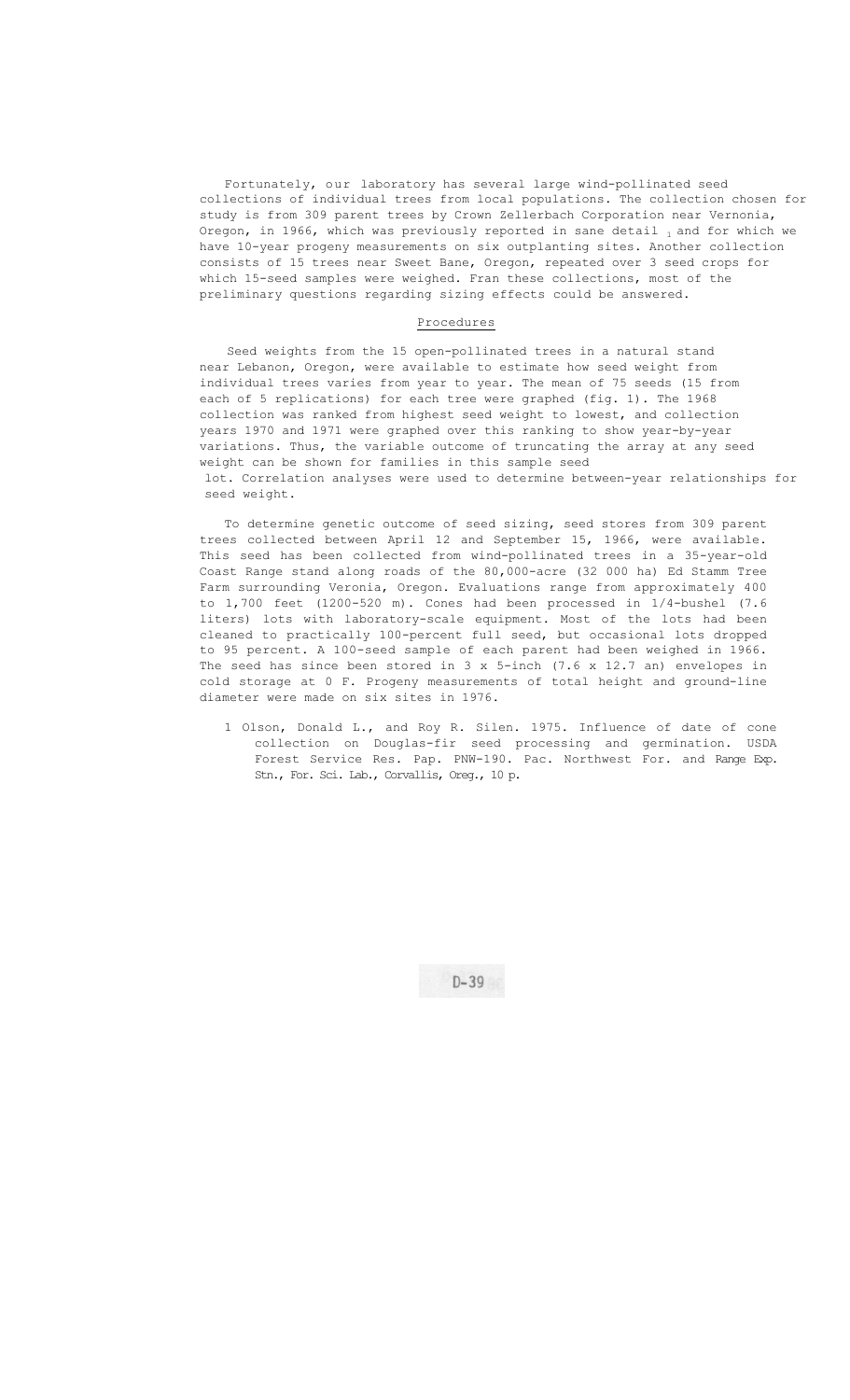Fortunately, our laboratory has several large wind-pollinated seed collections of individual trees from local populations. The collection chosen for study is from 309 parent trees by Crown Zellerbach Corporation near Vernonia, Oregon, in 1966, which was previously reported in sane detail [1] and for which we have 10-year progeny measurements on six outplanting sites. Another collection consists of 15 trees near Sweet Bane, Oregon, repeated over 3 seed crops for which 15-seed samples were weighed. Fran these collections, most of the preliminary questions regarding sizing effects could be answered.

## Procedures

Seed weights from the 15 open-pollinated trees in a natural stand near Lebanon, Oregon, were available to estimate how seed weight from individual trees varies from year to year. The mean of 75 seeds (15 from each of 5 replications) for each tree were graphed (fig. 1). The 1968 collection was ranked from highest seed weight to lowest, and collection years 1970 and 1971 were graphed over this ranking to show year-by-year variations. Thus, the variable outcome of truncating the array at any seed weight can be shown for families in this sample seed lot. Correlation analyses were used to determine between-year relationships for seed weight.

To determine genetic outcome of seed sizing, seed stores from 309 parent trees collected between April 12 and September 15, 1966, were available. This seed has been collected from wind-pollinated trees in a 35-year-old Coast Range stand along roads of the 80,000-acre (32 000 ha) Ed Stamm Tree Farm surrounding Veronia, Oregon. Evaluations range from approximately 400 to 1,700 feet (1200-520 m). Cones had been processed in 1/4-bushel (7.6 liters) lots with laboratory-scale equipment. Most of the lots had been cleaned to practically 100-percent full seed, but occasional lots dropped to 95 percent. A 100-seed sample of each parent had been weighed in 1966. The seed has since been stored in 3 x 5-inch (7.6 x 12.7 an) envelopes in cold storage at 0 F. Progeny measurements of total height and ground-line diameter were made on six sites in 1976.

1 Olson, Donald L., and Roy R. Silen. 1975. Influence of date of cone collection on Douglas-fir seed processing and germination. USDA Forest Service Res. Pap. PNW-190. Pac. Northwest For. and Range Exp. Stn., For. Sci. Lab., Corvallis, Oreg., 10 p.